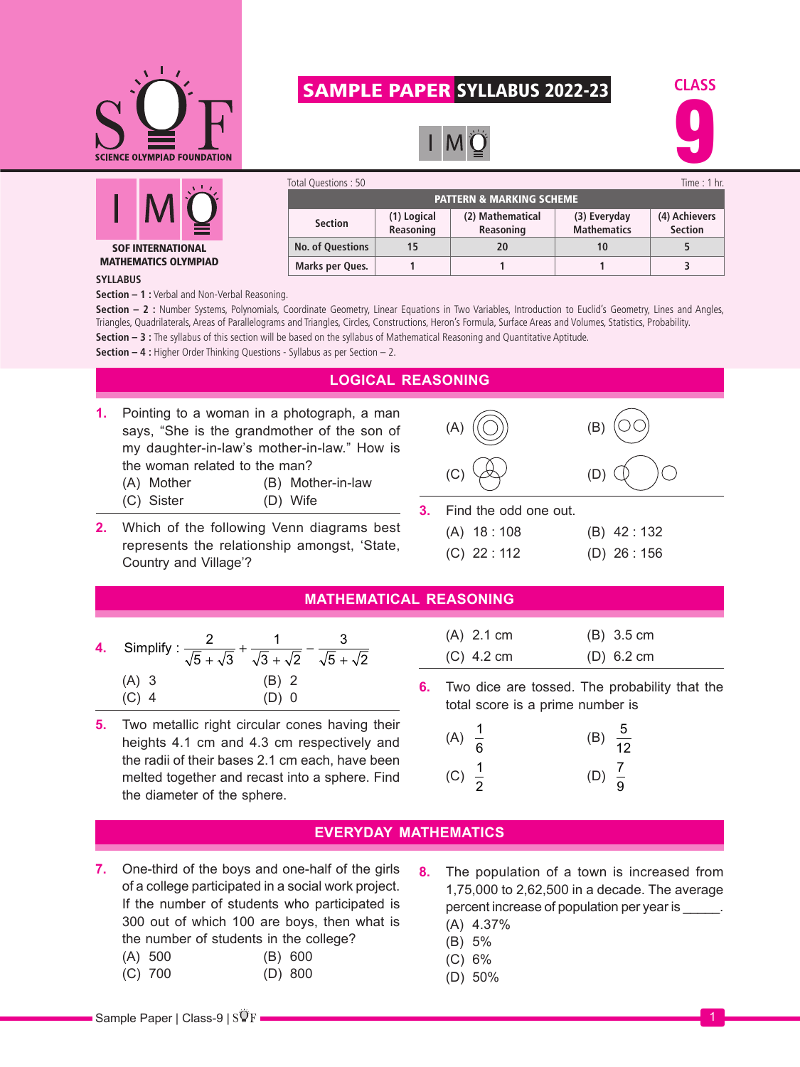# SAMPLE PAPER SYLLABUS 2022-23

**IMO**

**CLASS 9**

**SOF INTERNATIONAL MATHEMATICS OLYMPIAD**

Total Questions : 50 | Time : 1 hr.

**PATTERN & MARKING SCHEME**

| Section | (1) Logical Reasoning | (2) Mathematical Reasoning | (3) Everyday Mathematics | (4) Achievers Section |
|---|---|---|---|---|
| No. of Questions | 15 | 20 | 10 | 5 |
| Marks per Ques. | 1 | 1 | 1 | 3 |

**SYLLABUS**

**Section – 1 :** Verbal and Non-Verbal Reasoning.

**Section – 2 :** Number Systems, Polynomials, Coordinate Geometry, Linear Equations in Two Variables, Introduction to Euclid's Geometry, Lines and Angles, Triangles, Quadrilaterals, Areas of Parallelograms and Triangles, Circles, Constructions, Heron's Formula, Surface Areas and Volumes, Statistics, Probability.

**Section – 3 :** The syllabus of this section will be based on the syllabus of Mathematical Reasoning and Quantitative Aptitude.

**Section – 4 :** Higher Order Thinking Questions - Syllabus as per Section – 2.

## LOGICAL REASONING

**1.** Pointing to a woman in a photograph, a man says, "She is the grandmother of the son of my daughter-in-law's mother-in-law." How is the woman related to the man?

(A) Mother (B) Mother-in-law
(C) Sister (D) Wife

**2.** Which of the following Venn diagrams best represents the relationship amongst, 'State, Country and Village'?

(A) (B)
(C) (D)

**3.** Find the odd one out.

(A) 18 : 108 (B) 42 : 132
(C) 22 : 112 (D) 26 : 156

## MATHEMATICAL REASONING

**4.** Simplify : $\frac{2}{\sqrt{5}+\sqrt{3}}+\frac{1}{\sqrt{3}+\sqrt{2}}-\frac{3}{\sqrt{5}+\sqrt{2}}$

(A) 3 (B) 2
(C) 4 (D) 0

**5.** Two metallic right circular cones having their heights 4.1 cm and 4.3 cm respectively and the radii of their bases 2.1 cm each, have been melted together and recast into a sphere. Find the diameter of the sphere.

(A) 2.1 cm (B) 3.5 cm
(C) 4.2 cm (D) 6.2 cm

**6.** Two dice are tossed. The probability that the total score is a prime number is

(A) $\frac{1}{6}$ (B) $\frac{5}{12}$
(C) $\frac{1}{2}$ (D) $\frac{7}{9}$

## EVERYDAY MATHEMATICS

**7.** One-third of the boys and one-half of the girls of a college participated in a social work project. If the number of students who participated is 300 out of which 100 are boys, then what is the number of students in the college?

(A) 500 (B) 600
(C) 700 (D) 800

**8.** The population of a town is increased from 1,75,000 to 2,62,500 in a decade. The average percent increase of population per year is _____.

(A) 4.37%
(B) 5%
(C) 6%
(D) 50%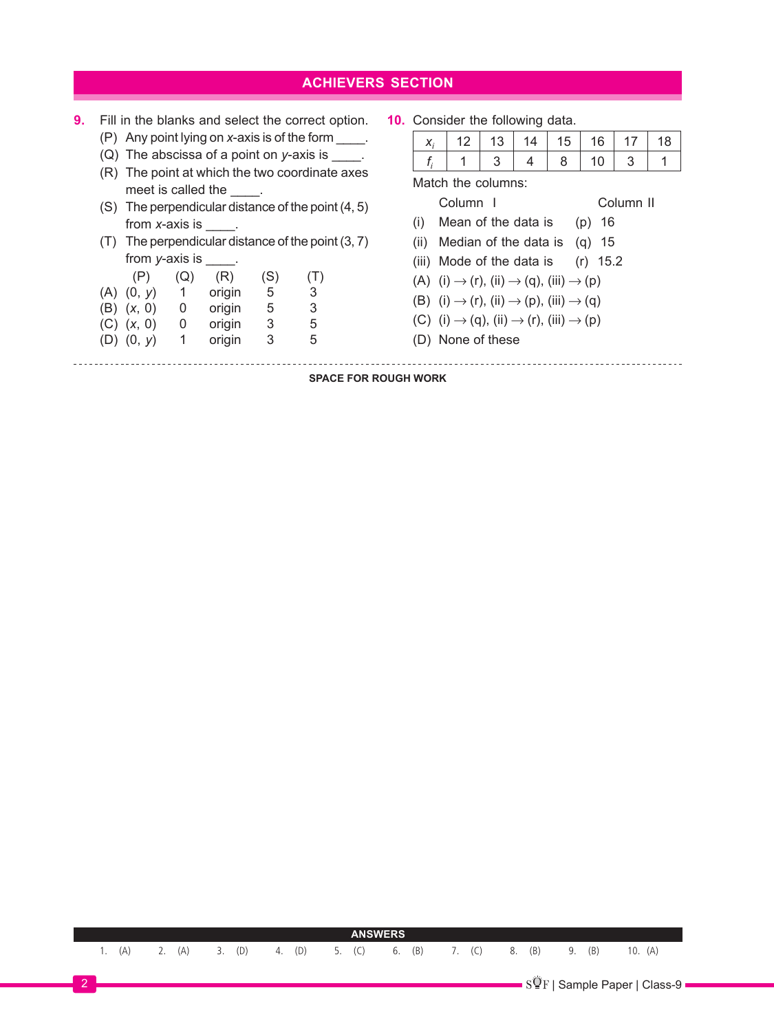## ACHIEVERS SECTION

**9.** Fill in the blanks and select the correct option.

(P) Any point lying on $x$-axis is of the form ____.

(Q) The abscissa of a point on $y$-axis is ____.

(R) The point at which the two coordinate axes meet is called the ____.

(S) The perpendicular distance of the point (4, 5) from $x$-axis is ____.

(T) The perpendicular distance of the point (3, 7) from $y$-axis is ____.

| | (P) | (Q) | (R) | (S) | (T) |
|---|---|---|---|---|---|
| (A) | $(0, y)$ | 1 | origin | 5 | 3 |
| (B) | $(x, 0)$ | 0 | origin | 5 | 3 |
| (C) | $(x, 0)$ | 0 | origin | 3 | 5 |
| (D) | $(0, y)$ | 1 | origin | 3 | 5 |

**10.** Consider the following data.

| $x_i$ | 12 | 13 | 14 | 15 | 16 | 17 | 18 |
|---|---|---|---|---|---|---|---|
| $f_i$ | 1 | 3 | 4 | 8 | 10 | 3 | 1 |

Match the columns:

| | Column I | | Column II |
|---|---|---|---|
| (i) | Mean of the data is | (p) | 16 |
| (ii) | Median of the data is | (q) | 15 |
| (iii) | Mode of the data is | (r) | 15.2 |

(A) (i) → (r), (ii) → (q), (iii) → (p)

(B) (i) → (r), (ii) → (p), (iii) → (q)

(C) (i) → (q), (ii) → (r), (iii) → (p)

(D) None of these

SPACE FOR ROUGH WORK

**ANSWERS**

1. (A) 2. (A) 3. (D) 4. (D) 5. (C) 6. (B) 7. (C) 8. (B) 9. (B) 10. (A)